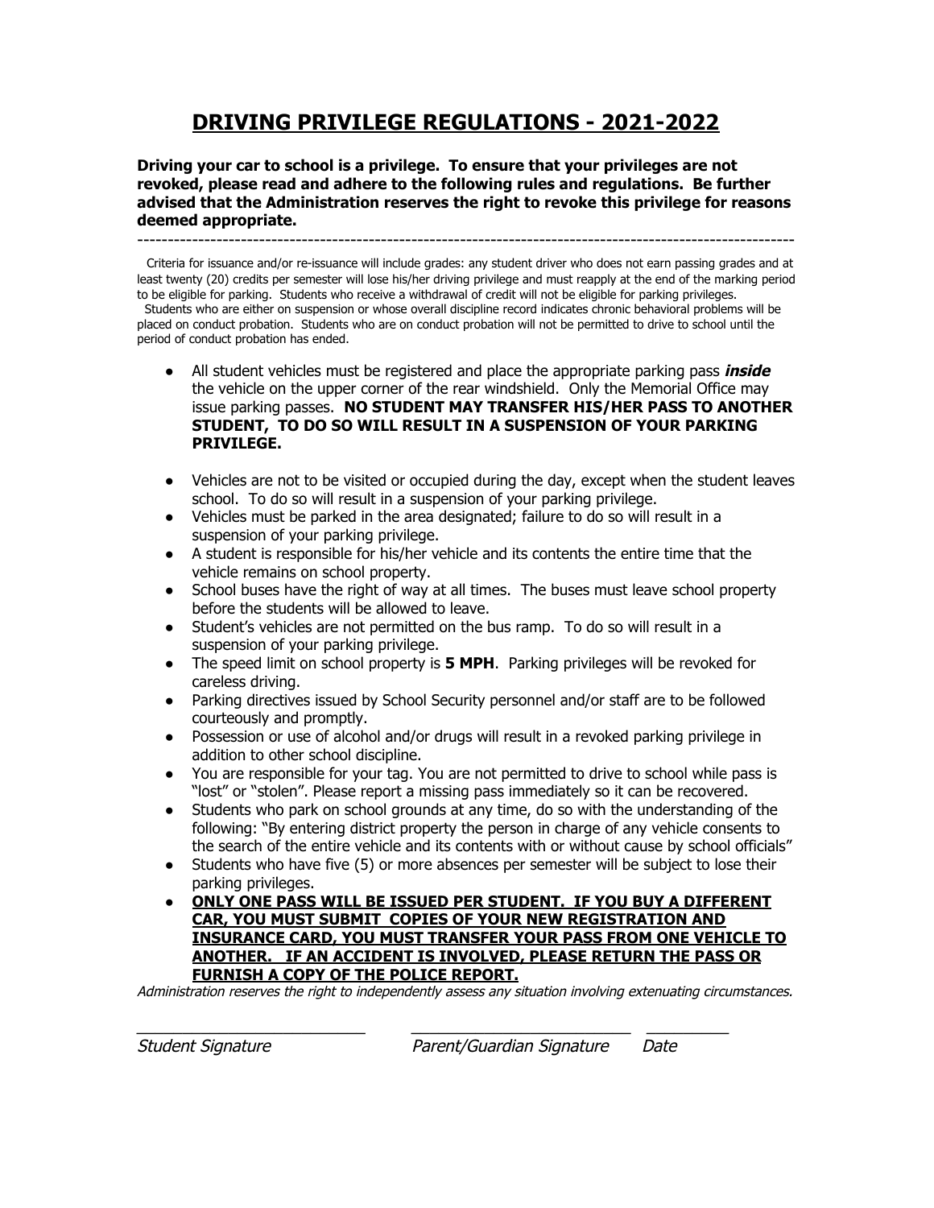# DRIVING PRIVILEGE REGULATIONS - 2021-2022

**Driving your car to school is a privilege. To ensure that your privileges are not revoked, please read and adhere to the following rules and regulations. Be further advised that the Administration reserves the right to revoke this privilege for reasons deemed appropriate.**

---

Criteria for issuance and/or re-issuance will include grades: any student driver who does not earn passing grades and at least twenty (20) credits per semester will lose his/her driving privilege and must reapply at the end of the marking period to be eligible for parking. Students who receive a withdrawal of credit will not be eligible for parking privileges.

Students who are either on suspension or whose overall discipline record indicates chronic behavioral problems will be placed on conduct probation. Students who are on conduct probation will not be permitted to drive to school until the period of conduct probation has ended.

- All student vehicles must be registered and place the appropriate parking pass ***inside*** the vehicle on the upper corner of the rear windshield. Only the Memorial Office may issue parking passes. **NO STUDENT MAY TRANSFER HIS/HER PASS TO ANOTHER STUDENT, TO DO SO WILL RESULT IN A SUSPENSION OF YOUR PARKING PRIVILEGE.**
- Vehicles are not to be visited or occupied during the day, except when the student leaves school. To do so will result in a suspension of your parking privilege.
- Vehicles must be parked in the area designated; failure to do so will result in a suspension of your parking privilege.
- A student is responsible for his/her vehicle and its contents the entire time that the vehicle remains on school property.
- School buses have the right of way at all times. The buses must leave school property before the students will be allowed to leave.
- Student's vehicles are not permitted on the bus ramp. To do so will result in a suspension of your parking privilege.
- The speed limit on school property is **5 MPH**. Parking privileges will be revoked for careless driving.
- Parking directives issued by School Security personnel and/or staff are to be followed courteously and promptly.
- Possession or use of alcohol and/or drugs will result in a revoked parking privilege in addition to other school discipline.
- You are responsible for your tag. You are not permitted to drive to school while pass is "lost" or "stolen". Please report a missing pass immediately so it can be recovered.
- Students who park on school grounds at any time, do so with the understanding of the following: "By entering district property the person in charge of any vehicle consents to the search of the entire vehicle and its contents with or without cause by school officials"
- Students who have five (5) or more absences per semester will be subject to lose their parking privileges.
- **ONLY ONE PASS WILL BE ISSUED PER STUDENT. IF YOU BUY A DIFFERENT CAR, YOU MUST SUBMIT COPIES OF YOUR NEW REGISTRATION AND INSURANCE CARD, YOU MUST TRANSFER YOUR PASS FROM ONE VEHICLE TO ANOTHER. IF AN ACCIDENT IS INVOLVED, PLEASE RETURN THE PASS OR FURNISH A COPY OF THE POLICE REPORT.**

*Administration reserves the right to independently assess any situation involving extenuating circumstances.*

\_\_\_\_\_\_\_\_\_\_\_\_\_\_\_\_\_\_\_\_\_\_\_\_\_ \_\_\_\_\_\_\_\_\_\_\_\_\_\_\_\_\_\_\_\_\_\_\_\_\_ \_\_\_\_\_\_\_\_\_

*Student Signature* *Parent/Guardian Signature* *Date*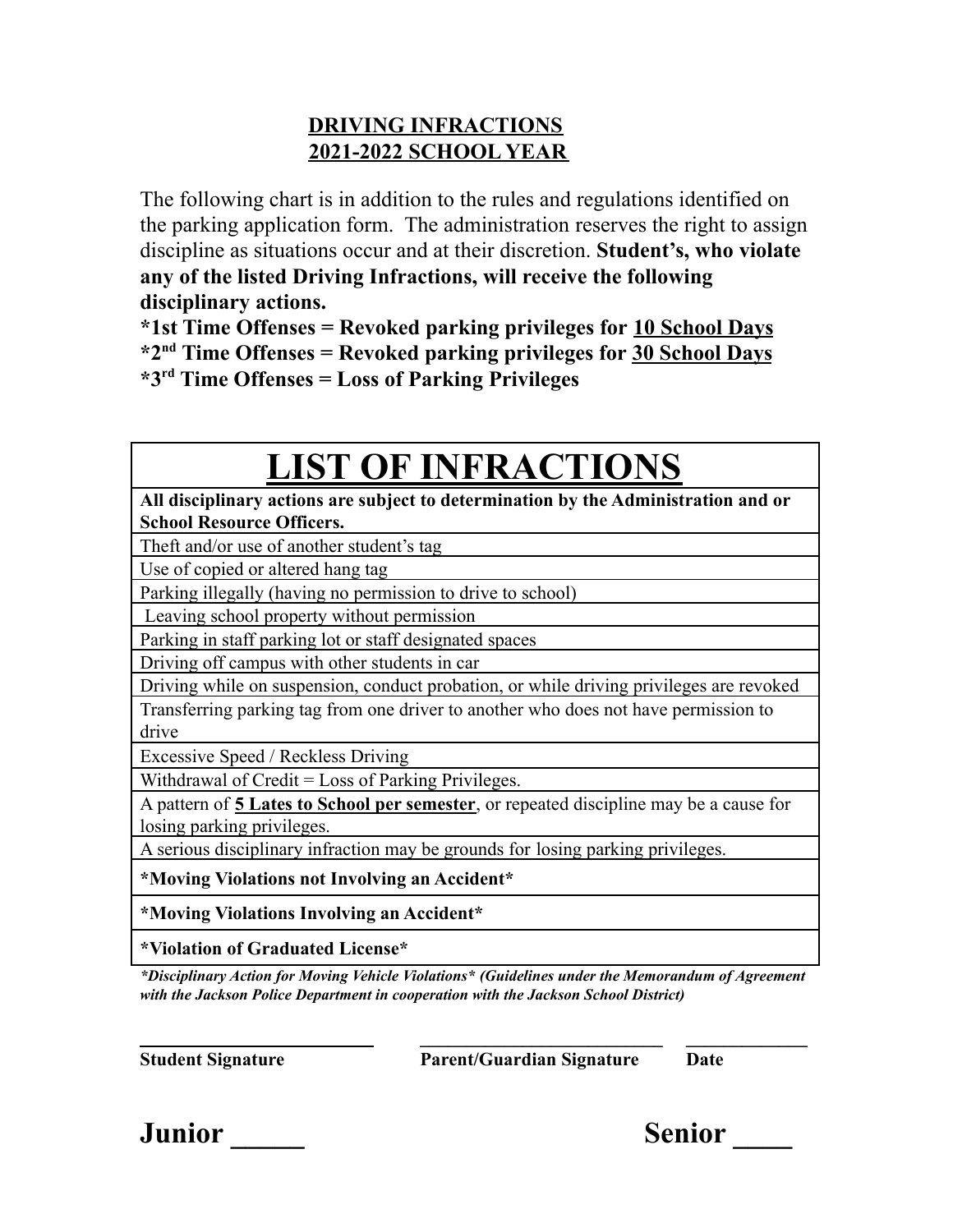# DRIVING INFRACTIONS
# 2021-2022 SCHOOL YEAR

The following chart is in addition to the rules and regulations identified on the parking application form. The administration reserves the right to assign discipline as situations occur and at their discretion. **Student's, who violate any of the listed Driving Infractions, will receive the following disciplinary actions.**

**\*1st Time Offenses = Revoked parking privileges for <u>10 School Days</u>**
**\*2nd Time Offenses = Revoked parking privileges for <u>30 School Days</u>**
**\*3rd Time Offenses = Loss of Parking Privileges**

| LIST OF INFRACTIONS |
|---|
| **All disciplinary actions are subject to determination by the Administration and or School Resource Officers.** |
| Theft and/or use of another student's tag |
| Use of copied or altered hang tag |
| Parking illegally (having no permission to drive to school) |
| Leaving school property without permission |
| Parking in staff parking lot or staff designated spaces |
| Driving off campus with other students in car |
| Driving while on suspension, conduct probation, or while driving privileges are revoked |
| Transferring parking tag from one driver to another who does not have permission to drive |
| Excessive Speed / Reckless Driving |
| Withdrawal of Credit = Loss of Parking Privileges. |
| A pattern of **5 Lates to School per semester**, or repeated discipline may be a cause for losing parking privileges. |
| A serious disciplinary infraction may be grounds for losing parking privileges. |
| **\*Moving Violations not Involving an Accident\*** |
| **\*Moving Violations Involving an Accident\*** |
| **\*Violation of Graduated License\*** |

***\*Disciplinary Action for Moving Vehicle Violations\* (Guidelines under the Memorandum of Agreement with the Jackson Police Department in cooperation with the Jackson School District)***

_________________________ &nbsp;&nbsp; _________________________ &nbsp;&nbsp; ____________
**Student Signature** &nbsp;&nbsp; **Parent/Guardian Signature** &nbsp;&nbsp; **Date**

**Junior _____** &nbsp;&nbsp;&nbsp;&nbsp; **Senior ____**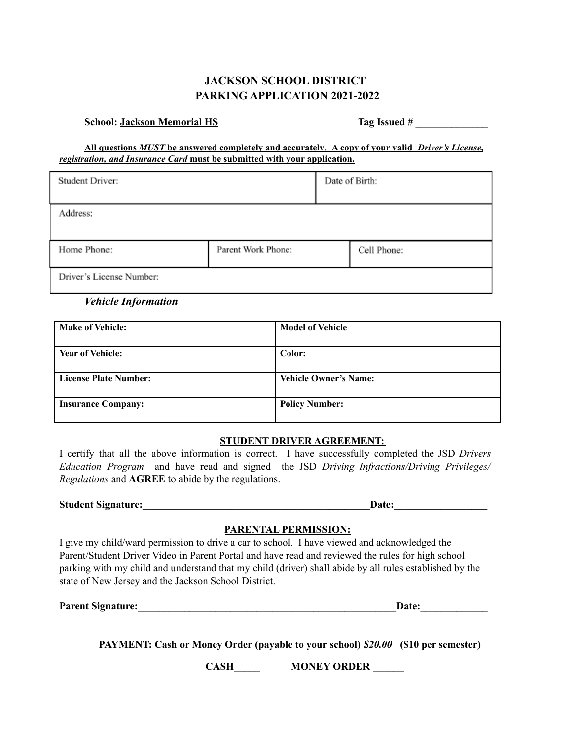# JACKSON SCHOOL DISTRICT
# PARKING APPLICATION 2021-2022

**School: Jackson Memorial HS** **Tag Issued # ______________**

**All questions *MUST* be answered completely and accurately. A copy of your valid *Driver's License, registration, and Insurance Card* must be submitted with your application.**

| | | |
|---|---|---|
| Student Driver: | | Date of Birth: |
| Address: | | |
| Home Phone: | Parent Work Phone: | Cell Phone: |
| Driver's License Number: | | |

*Vehicle Information*

| | |
|---|---|
| **Make of Vehicle:** | **Model of Vehicle** |
| **Year of Vehicle:** | **Color:** |
| **License Plate Number:** | **Vehicle Owner's Name:** |
| **Insurance Company:** | **Policy Number:** |

**STUDENT DRIVER AGREEMENT:**

I certify that all the above information is correct. I have successfully completed the JSD *Drivers Education Program* and have read and signed the JSD *Driving Infractions/Driving Privileges/ Regulations* and **AGREE** to abide by the regulations.

**Student Signature:______________________________________________Date:__________________**

**PARENTAL PERMISSION:**

I give my child/ward permission to drive a car to school. I have viewed and acknowledged the Parent/Student Driver Video in Parent Portal and have read and reviewed the rules for high school parking with my child and understand that my child (driver) shall abide by all rules established by the state of New Jersey and the Jackson School District.

**Parent Signature:_____________________________________________________Date:_____________**

**PAYMENT: Cash or Money Order (payable to your school) *$20.00* ($10 per semester)**

**CASH_____ MONEY ORDER ______**